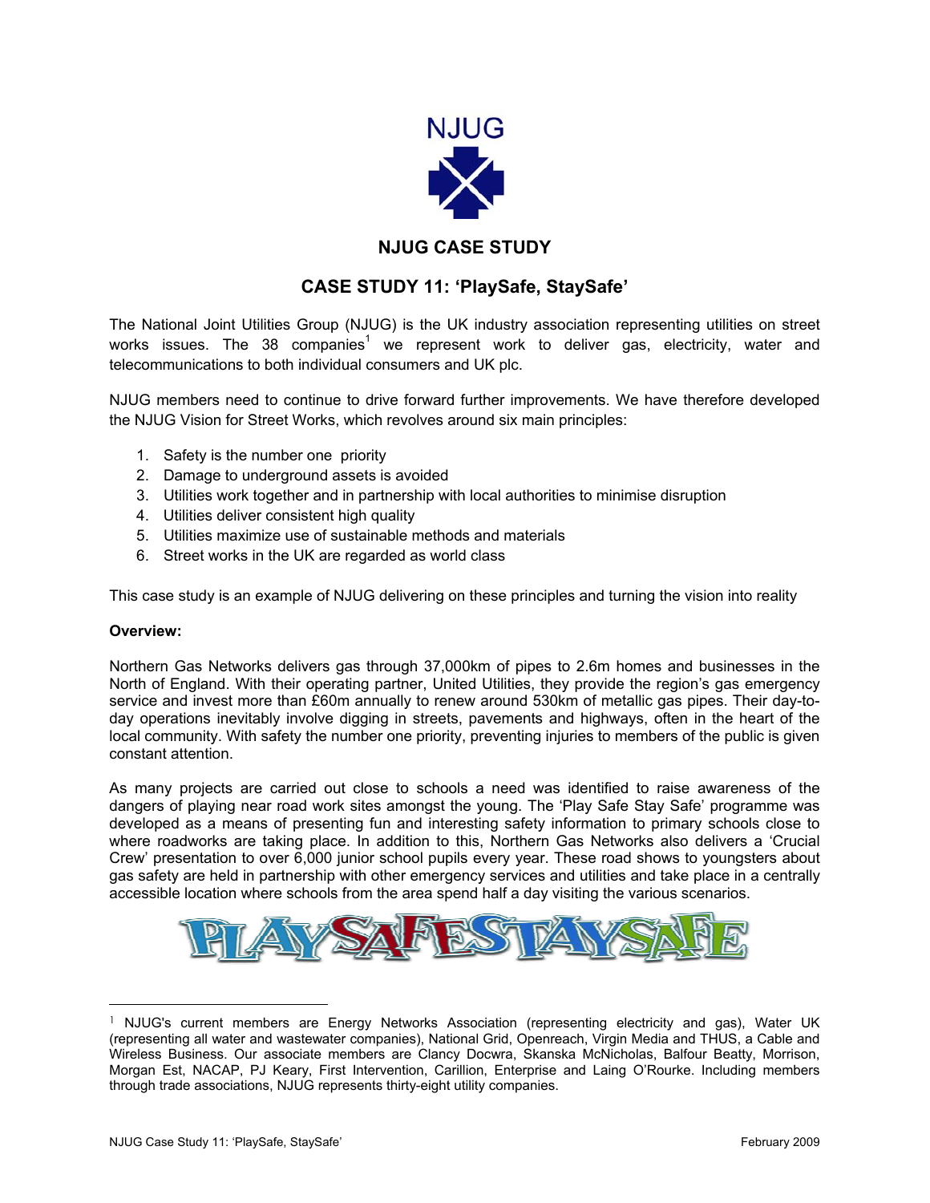NJUG

## NJUG CASE STUDY

# CASE STUDY 11: 'PlaySafe, StaySafe'

The National Joint Utilities Group (NJUG) is the UK industry association representing utilities on street works issues. The 38 companies[1] we represent work to deliver gas, electricity, water and telecommunications to both individual consumers and UK plc.

NJUG members need to continue to drive forward further improvements. We have therefore developed the NJUG Vision for Street Works, which revolves around six main principles:

1. Safety is the number one priority
2. Damage to underground assets is avoided
3. Utilities work together and in partnership with local authorities to minimise disruption
4. Utilities deliver consistent high quality
5. Utilities maximize use of sustainable methods and materials
6. Street works in the UK are regarded as world class

This case study is an example of NJUG delivering on these principles and turning the vision into reality

**Overview:**

Northern Gas Networks delivers gas through 37,000km of pipes to 2.6m homes and businesses in the North of England. With their operating partner, United Utilities, they provide the region's gas emergency service and invest more than £60m annually to renew around 530km of metallic gas pipes. Their day-to-day operations inevitably involve digging in streets, pavements and highways, often in the heart of the local community. With safety the number one priority, preventing injuries to members of the public is given constant attention.

As many projects are carried out close to schools a need was identified to raise awareness of the dangers of playing near road work sites amongst the young. The 'Play Safe Stay Safe' programme was developed as a means of presenting fun and interesting safety information to primary schools close to where roadworks are taking place. In addition to this, Northern Gas Networks also delivers a 'Crucial Crew' presentation to over 6,000 junior school pupils every year. These road shows to youngsters about gas safety are held in partnership with other emergency services and utilities and take place in a centrally accessible location where schools from the area spend half a day visiting the various scenarios.

PLAYSAFESTAYSAFE

---

[1] NJUG's current members are Energy Networks Association (representing electricity and gas), Water UK (representing all water and wastewater companies), National Grid, Openreach, Virgin Media and THUS, a Cable and Wireless Business. Our associate members are Clancy Docwra, Skanska McNicholas, Balfour Beatty, Morrison, Morgan Est, NACAP, PJ Keary, First Intervention, Carillion, Enterprise and Laing O'Rourke. Including members through trade associations, NJUG represents thirty-eight utility companies.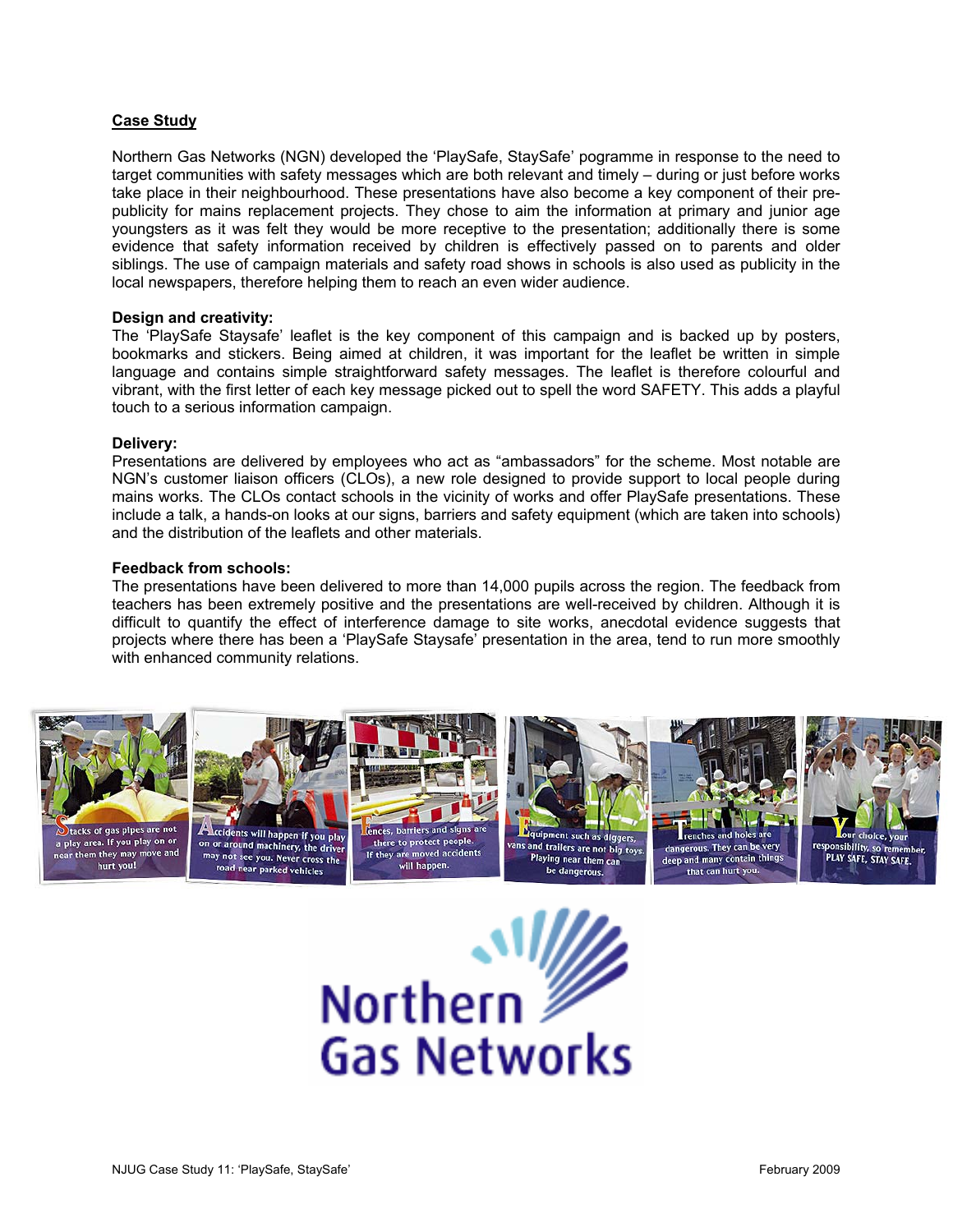**Case Study**

Northern Gas Networks (NGN) developed the 'PlaySafe, StaySafe' pogramme in response to the need to target communities with safety messages which are both relevant and timely – during or just before works take place in their neighbourhood. These presentations have also become a key component of their pre-publicity for mains replacement projects. They chose to aim the information at primary and junior age youngsters as it was felt they would be more receptive to the presentation; additionally there is some evidence that safety information received by children is effectively passed on to parents and older siblings. The use of campaign materials and safety road shows in schools is also used as publicity in the local newspapers, therefore helping them to reach an even wider audience.

**Design and creativity:**
The 'PlaySafe Staysafe' leaflet is the key component of this campaign and is backed up by posters, bookmarks and stickers. Being aimed at children, it was important for the leaflet be written in simple language and contains simple straightforward safety messages. The leaflet is therefore colourful and vibrant, with the first letter of each key message picked out to spell the word SAFETY. This adds a playful touch to a serious information campaign.

**Delivery:**
Presentations are delivered by employees who act as "ambassadors" for the scheme. Most notable are NGN's customer liaison officers (CLOs), a new role designed to provide support to local people during mains works. The CLOs contact schools in the vicinity of works and offer PlaySafe presentations. These include a talk, a hands-on looks at our signs, barriers and safety equipment (which are taken into schools) and the distribution of the leaflets and other materials.

**Feedback from schools:**
The presentations have been delivered to more than 14,000 pupils across the region. The feedback from teachers has been extremely positive and the presentations are well-received by children. Although it is difficult to quantify the effect of interference damage to site works, anecdotal evidence suggests that projects where there has been a 'PlaySafe Staysafe' presentation in the area, tend to run more smoothly with enhanced community relations.

Stacks of gas pipes are not a play area. If you play on or near them they may move and hurt you!

Accidents will happen if you play on or around machinery, the driver may not see you. Never cross the road near parked vehicles

Fences, barriers and signs are there to protect people. If they are moved accidents will happen.

Equipment such as diggers, vans and trailers are not big toys. Playing near them can be dangerous.

Trenches and holes are dangerous. They can be very deep and many contain things that can hurt you.

Your choice, your responsibility, so remember, PLAY SAFE, STAY SAFE.

Northern Gas Networks